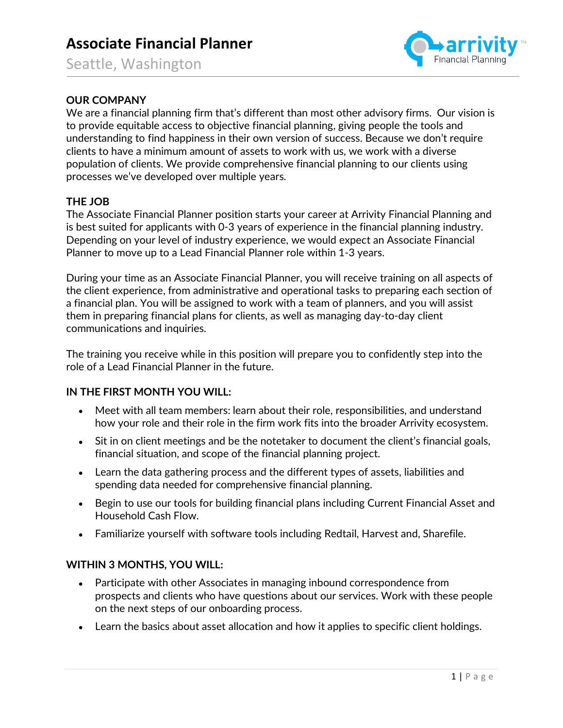# Associate Financial Planner

Seattle, Washington

## OUR COMPANY

We are a financial planning firm that's different than most other advisory firms. Our vision is to provide equitable access to objective financial planning, giving people the tools and understanding to find happiness in their own version of success. Because we don't require clients to have a minimum amount of assets to work with us, we work with a diverse population of clients. We provide comprehensive financial planning to our clients using processes we've developed over multiple years.

## THE JOB

The Associate Financial Planner position starts your career at Arrivity Financial Planning and is best suited for applicants with 0-3 years of experience in the financial planning industry. Depending on your level of industry experience, we would expect an Associate Financial Planner to move up to a Lead Financial Planner role within 1-3 years.

During your time as an Associate Financial Planner, you will receive training on all aspects of the client experience, from administrative and operational tasks to preparing each section of a financial plan. You will be assigned to work with a team of planners, and you will assist them in preparing financial plans for clients, as well as managing day-to-day client communications and inquiries.

The training you receive while in this position will prepare you to confidently step into the role of a Lead Financial Planner in the future.

## IN THE FIRST MONTH YOU WILL:

- Meet with all team members: learn about their role, responsibilities, and understand how your role and their role in the firm work fits into the broader Arrivity ecosystem.
- Sit in on client meetings and be the notetaker to document the client's financial goals, financial situation, and scope of the financial planning project.
- Learn the data gathering process and the different types of assets, liabilities and spending data needed for comprehensive financial planning.
- Begin to use our tools for building financial plans including Current Financial Asset and Household Cash Flow.
- Familiarize yourself with software tools including Redtail, Harvest and, Sharefile.

## WITHIN 3 MONTHS, YOU WILL:

- Participate with other Associates in managing inbound correspondence from prospects and clients who have questions about our services. Work with these people on the next steps of our onboarding process.
- Learn the basics about asset allocation and how it applies to specific client holdings.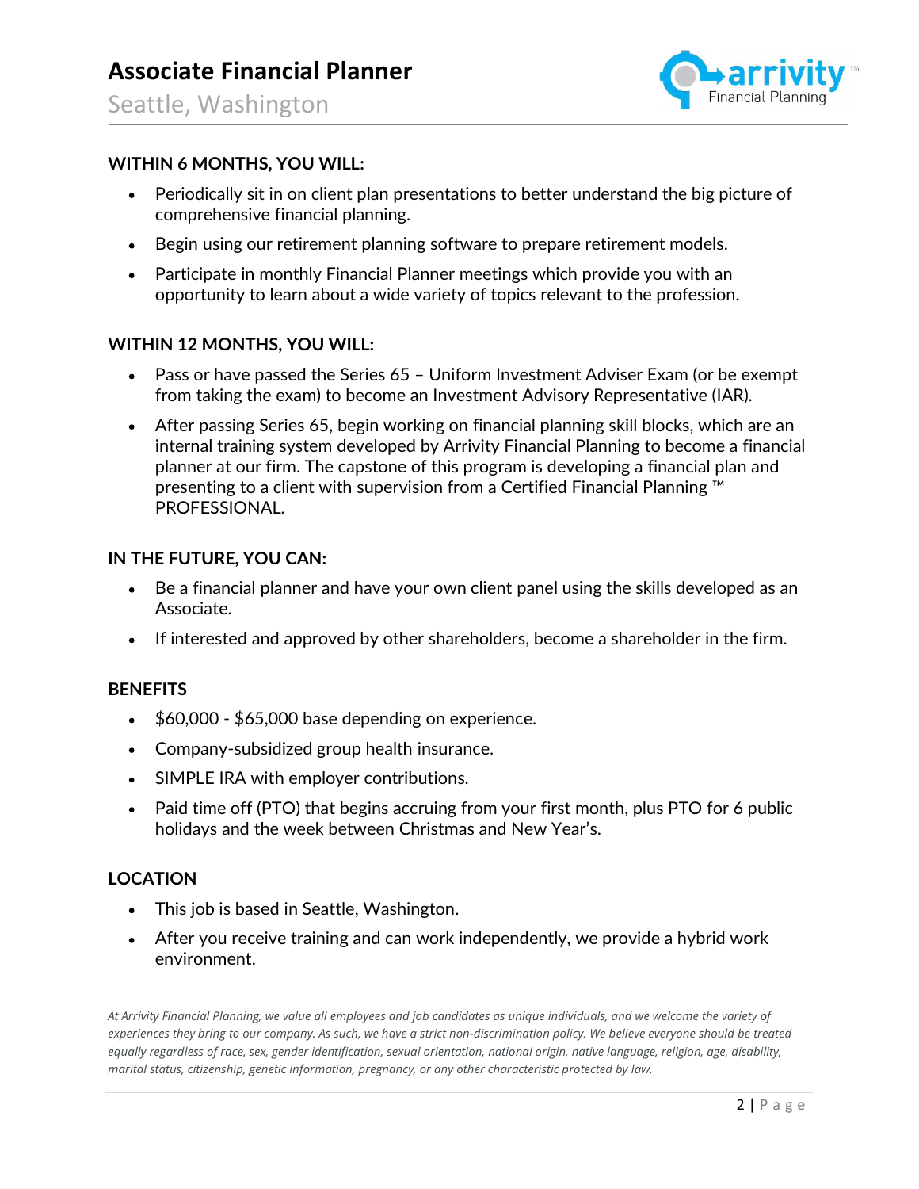# Associate Financial Planner

Seattle, Washington

### WITHIN 6 MONTHS, YOU WILL:

- Periodically sit in on client plan presentations to better understand the big picture of comprehensive financial planning.
- Begin using our retirement planning software to prepare retirement models.
- Participate in monthly Financial Planner meetings which provide you with an opportunity to learn about a wide variety of topics relevant to the profession.

### WITHIN 12 MONTHS, YOU WILL:

- Pass or have passed the Series 65 – Uniform Investment Adviser Exam (or be exempt from taking the exam) to become an Investment Advisory Representative (IAR).
- After passing Series 65, begin working on financial planning skill blocks, which are an internal training system developed by Arrivity Financial Planning to become a financial planner at our firm. The capstone of this program is developing a financial plan and presenting to a client with supervision from a Certified Financial Planning ™ PROFESSIONAL.

### IN THE FUTURE, YOU CAN:

- Be a financial planner and have your own client panel using the skills developed as an Associate.
- If interested and approved by other shareholders, become a shareholder in the firm.

### BENEFITS

- $60,000 - $65,000 base depending on experience.
- Company-subsidized group health insurance.
- SIMPLE IRA with employer contributions.
- Paid time off (PTO) that begins accruing from your first month, plus PTO for 6 public holidays and the week between Christmas and New Year's.

### LOCATION

- This job is based in Seattle, Washington.
- After you receive training and can work independently, we provide a hybrid work environment.

*At Arrivity Financial Planning, we value all employees and job candidates as unique individuals, and we welcome the variety of experiences they bring to our company. As such, we have a strict non-discrimination policy. We believe everyone should be treated equally regardless of race, sex, gender identification, sexual orientation, national origin, native language, religion, age, disability, marital status, citizenship, genetic information, pregnancy, or any other characteristic protected by law.*